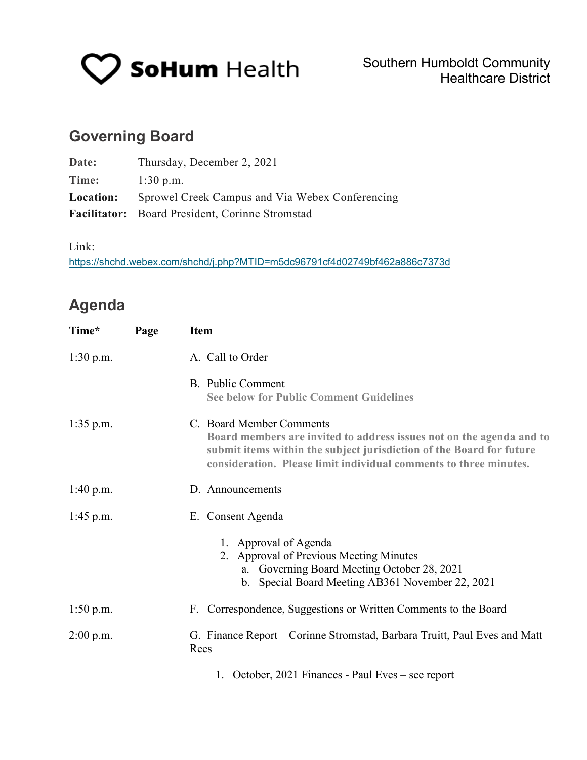SoHum Health

Southern Humboldt Community Healthcare District

## Governing Board

**Date:** Thursday, December 2, 2021
**Time:** 1:30 p.m.
**Location:** Sprowel Creek Campus and Via Webex Conferencing
**Facilitator:** Board President, Corinne Stromstad

Link:
https://shchd.webex.com/shchd/j.php?MTID=m5dc96791cf4d02749bf462a886c7373d

## Agenda

| Time* | Page | Item |
|---|---|---|
| 1:30 p.m. | | A. Call to Order |
| | | B. Public Comment<br>**See below for Public Comment Guidelines** |
| 1:35 p.m. | | C. Board Member Comments<br>**Board members are invited to address issues not on the agenda and to submit items within the subject jurisdiction of the Board for future consideration. Please limit individual comments to three minutes.** |
| 1:40 p.m. | | D. Announcements |
| 1:45 p.m. | | E. Consent Agenda<br>1. Approval of Agenda<br>2. Approval of Previous Meeting Minutes<br>a. Governing Board Meeting October 28, 2021<br>b. Special Board Meeting AB361 November 22, 2021 |
| 1:50 p.m. | | F. Correspondence, Suggestions or Written Comments to the Board – |
| 2:00 p.m. | | G. Finance Report – Corinne Stromstad, Barbara Truitt, Paul Eves and Matt Rees<br>1. October, 2021 Finances - Paul Eves – see report |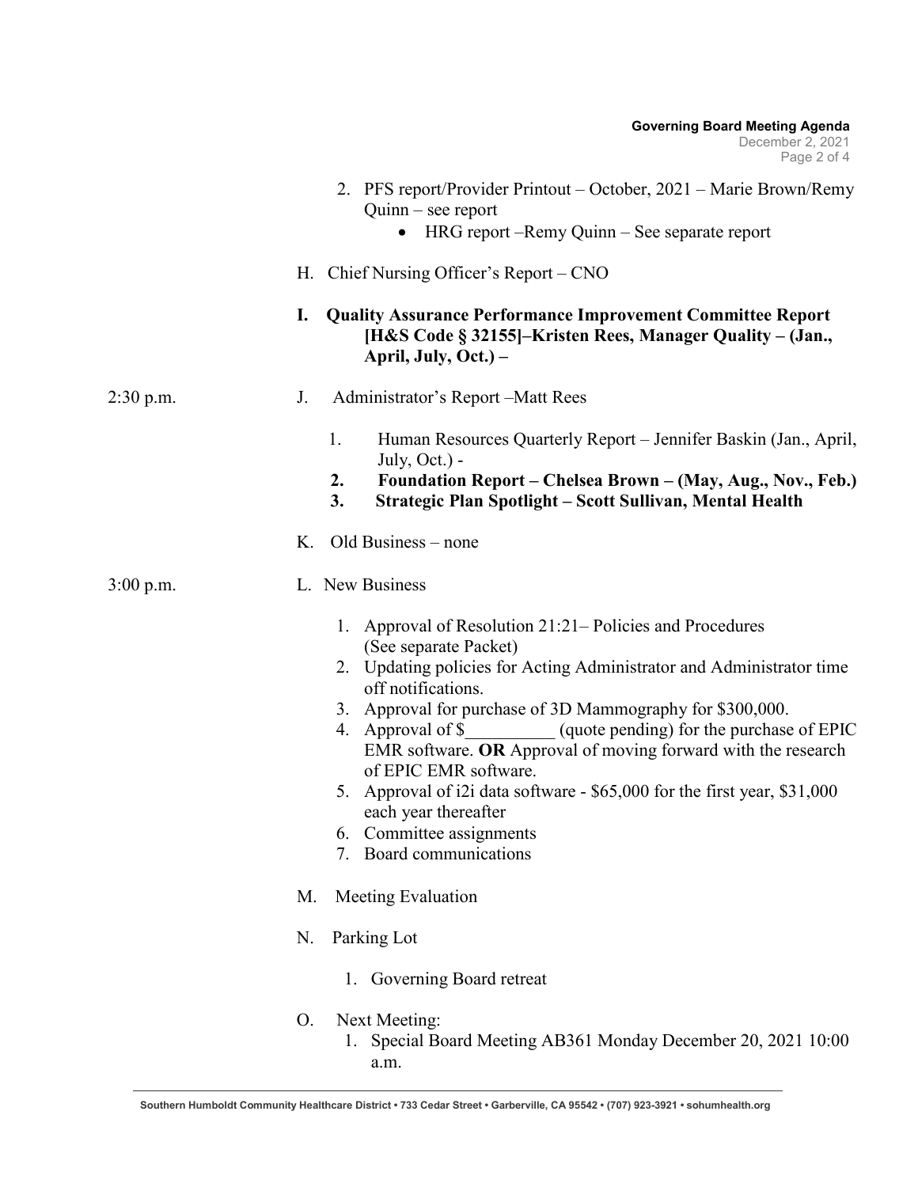2. PFS report/Provider Printout – October, 2021 – Marie Brown/Remy Quinn – see report
   - HRG report –Remy Quinn – See separate report

H. Chief Nursing Officer's Report – CNO

**I. Quality Assurance Performance Improvement Committee Report [H&S Code § 32155]–Kristen Rees, Manager Quality – (Jan., April, July, Oct.) –**

2:30 p.m. J. Administrator's Report –Matt Rees

1. Human Resources Quarterly Report – Jennifer Baskin (Jan., April, July, Oct.) -
2. **Foundation Report – Chelsea Brown – (May, Aug., Nov., Feb.)**
3. **Strategic Plan Spotlight – Scott Sullivan, Mental Health**

K. Old Business – none

3:00 p.m. L. New Business

1. Approval of Resolution 21:21– Policies and Procedures (See separate Packet)
2. Updating policies for Acting Administrator and Administrator time off notifications.
3. Approval for purchase of 3D Mammography for $300,000.
4. Approval of $__________ (quote pending) for the purchase of EPIC EMR software. **OR** Approval of moving forward with the research of EPIC EMR software.
5. Approval of i2i data software - $65,000 for the first year, $31,000 each year thereafter
6. Committee assignments
7. Board communications

M. Meeting Evaluation

N. Parking Lot

1. Governing Board retreat

O. Next Meeting:

1. Special Board Meeting AB361 Monday December 20, 2021 10:00 a.m.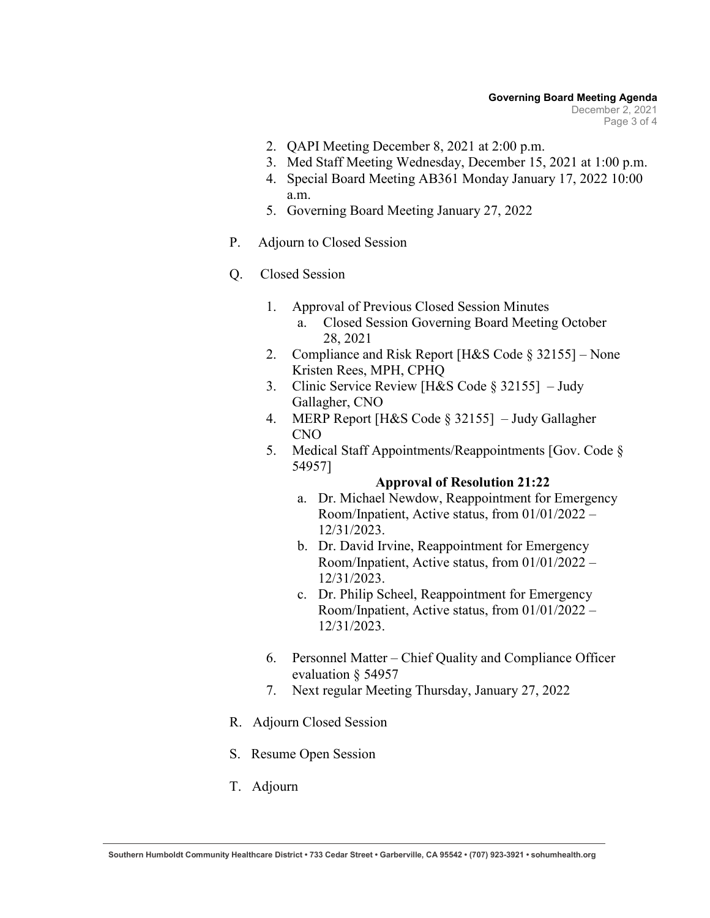2. QAPI Meeting December 8, 2021 at 2:00 p.m.
3. Med Staff Meeting Wednesday, December 15, 2021 at 1:00 p.m.
4. Special Board Meeting AB361 Monday January 17, 2022 10:00 a.m.
5. Governing Board Meeting January 27, 2022

P. Adjourn to Closed Session

Q. Closed Session

1. Approval of Previous Closed Session Minutes
   a. Closed Session Governing Board Meeting October 28, 2021
2. Compliance and Risk Report [H&S Code § 32155] – None Kristen Rees, MPH, CPHQ
3. Clinic Service Review [H&S Code § 32155] – Judy Gallagher, CNO
4. MERP Report [H&S Code § 32155] – Judy Gallagher CNO
5. Medical Staff Appointments/Reappointments [Gov. Code § 54957]

   **Approval of Resolution 21:22**

   a. Dr. Michael Newdow, Reappointment for Emergency Room/Inpatient, Active status, from 01/01/2022 – 12/31/2023.
   b. Dr. David Irvine, Reappointment for Emergency Room/Inpatient, Active status, from 01/01/2022 – 12/31/2023.
   c. Dr. Philip Scheel, Reappointment for Emergency Room/Inpatient, Active status, from 01/01/2022 – 12/31/2023.

6. Personnel Matter – Chief Quality and Compliance Officer evaluation § 54957
7. Next regular Meeting Thursday, January 27, 2022

R. Adjourn Closed Session

S. Resume Open Session

T. Adjourn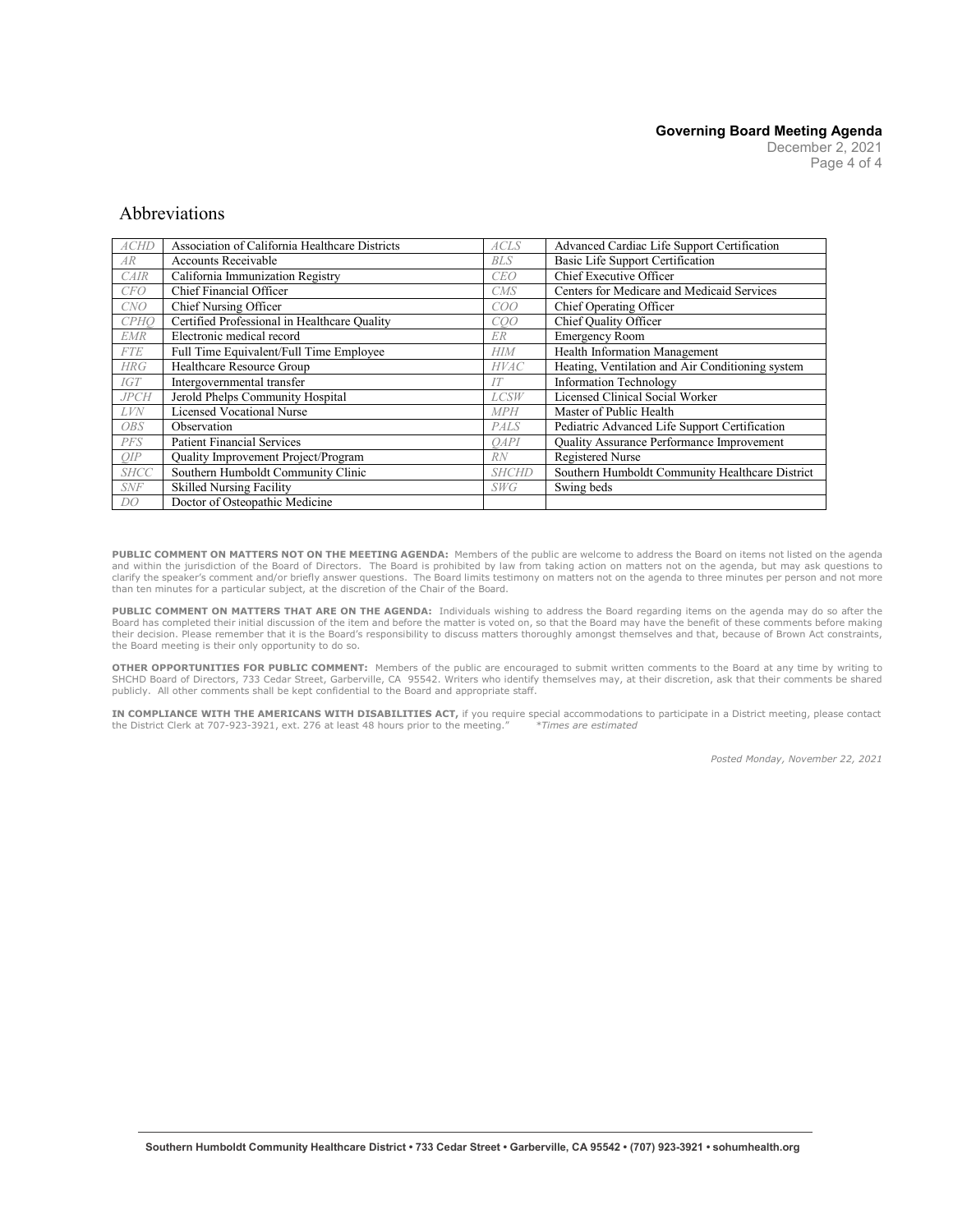## Abbreviations

| | | | |
|---|---|---|---|
| *ACHD* | Association of California Healthcare Districts | *ACLS* | Advanced Cardiac Life Support Certification |
| *AR* | Accounts Receivable | *BLS* | Basic Life Support Certification |
| *CAIR* | California Immunization Registry | *CEO* | Chief Executive Officer |
| *CFO* | Chief Financial Officer | *CMS* | Centers for Medicare and Medicaid Services |
| *CNO* | Chief Nursing Officer | *COO* | Chief Operating Officer |
| *CPHQ* | Certified Professional in Healthcare Quality | *CQO* | Chief Quality Officer |
| *EMR* | Electronic medical record | *ER* | Emergency Room |
| *FTE* | Full Time Equivalent/Full Time Employee | *HIM* | Health Information Management |
| *HRG* | Healthcare Resource Group | *HVAC* | Heating, Ventilation and Air Conditioning system |
| *IGT* | Intergovernmental transfer | *IT* | Information Technology |
| *JPCH* | Jerold Phelps Community Hospital | *LCSW* | Licensed Clinical Social Worker |
| *LVN* | Licensed Vocational Nurse | *MPH* | Master of Public Health |
| *OBS* | Observation | *PALS* | Pediatric Advanced Life Support Certification |
| *PFS* | Patient Financial Services | *QAPI* | Quality Assurance Performance Improvement |
| *QIP* | Quality Improvement Project/Program | *RN* | Registered Nurse |
| *SHCC* | Southern Humboldt Community Clinic | *SHCHD* | Southern Humboldt Community Healthcare District |
| *SNF* | Skilled Nursing Facility | *SWG* | Swing beds |
| *DO* | Doctor of Osteopathic Medicine | | |

**PUBLIC COMMENT ON MATTERS NOT ON THE MEETING AGENDA:** Members of the public are welcome to address the Board on items not listed on the agenda and within the jurisdiction of the Board of Directors. The Board is prohibited by law from taking action on matters not on the agenda, but may ask questions to clarify the speaker's comment and/or briefly answer questions. The Board limits testimony on matters not on the agenda to three minutes per person and not more than ten minutes for a particular subject, at the discretion of the Chair of the Board.

**PUBLIC COMMENT ON MATTERS THAT ARE ON THE AGENDA:** Individuals wishing to address the Board regarding items on the agenda may do so after the Board has completed their initial discussion of the item and before the matter is voted on, so that the Board may have the benefit of these comments before making their decision. Please remember that it is the Board's responsibility to discuss matters thoroughly amongst themselves and that, because of Brown Act constraints, the Board meeting is their only opportunity to do so.

**OTHER OPPORTUNITIES FOR PUBLIC COMMENT:** Members of the public are encouraged to submit written comments to the Board at any time by writing to SHCHD Board of Directors, 733 Cedar Street, Garberville, CA 95542. Writers who identify themselves may, at their discretion, ask that their comments be shared publicly. All other comments shall be kept confidential to the Board and appropriate staff.

**IN COMPLIANCE WITH THE AMERICANS WITH DISABILITIES ACT,** if you require special accommodations to participate in a District meeting, please contact the District Clerk at 707-923-3921, ext. 276 at least 48 hours prior to the meeting." *\*Times are estimated*

*Posted Monday, November 22, 2021*